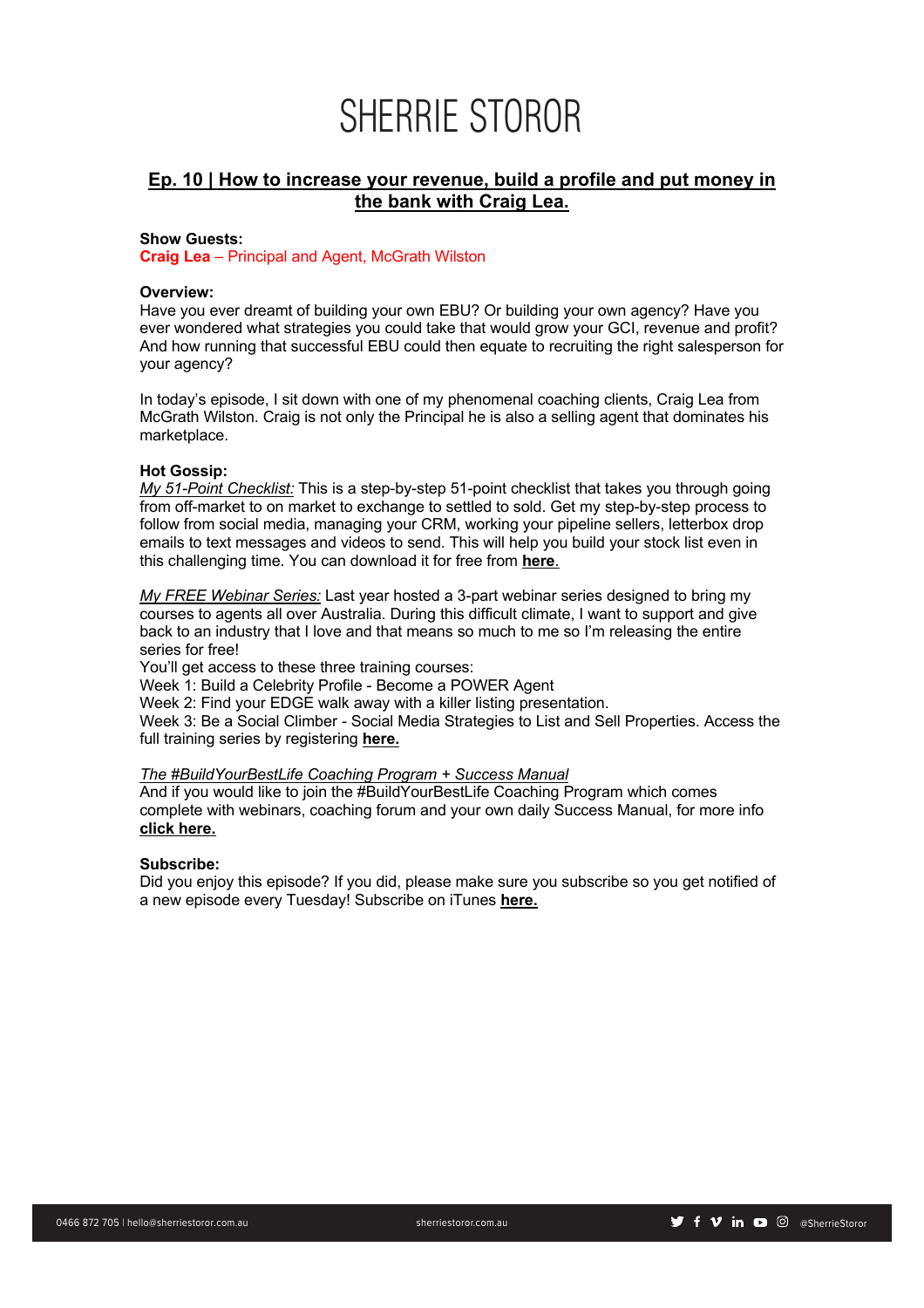# SHERRIE STOROR

## Ep. 10 | How to increase your revenue, build a profile and put money in the bank with Craig Lea.

**Show Guests:**
**Craig Lea** – Principal and Agent, McGrath Wilston

**Overview:**
Have you ever dreamt of building your own EBU? Or building your own agency? Have you ever wondered what strategies you could take that would grow your GCI, revenue and profit? And how running that successful EBU could then equate to recruiting the right salesperson for your agency?

In today's episode, I sit down with one of my phenomenal coaching clients, Craig Lea from McGrath Wilston. Craig is not only the Principal he is also a selling agent that dominates his marketplace.

**Hot Gossip:**
*My 51-Point Checklist:* This is a step-by-step 51-point checklist that takes you through going from off-market to on market to exchange to settled to sold. Get my step-by-step process to follow from social media, managing your CRM, working your pipeline sellers, letterbox drop emails to text messages and videos to send. This will help you build your stock list even in this challenging time. You can download it for free from **here**.

*My FREE Webinar Series:* Last year hosted a 3-part webinar series designed to bring my courses to agents all over Australia. During this difficult climate, I want to support and give back to an industry that I love and that means so much to me so I'm releasing the entire series for free!
You'll get access to these three training courses:
Week 1: Build a Celebrity Profile - Become a POWER Agent
Week 2: Find your EDGE walk away with a killer listing presentation.
Week 3: Be a Social Climber - Social Media Strategies to List and Sell Properties. Access the full training series by registering **here.**

*The #BuildYourBestLife Coaching Program + Success Manual*
And if you would like to join the #BuildYourBestLife Coaching Program which comes complete with webinars, coaching forum and your own daily Success Manual, for more info **click here.**

**Subscribe:**
Did you enjoy this episode? If you did, please make sure you subscribe so you get notified of a new episode every Tuesday! Subscribe on iTunes **here.**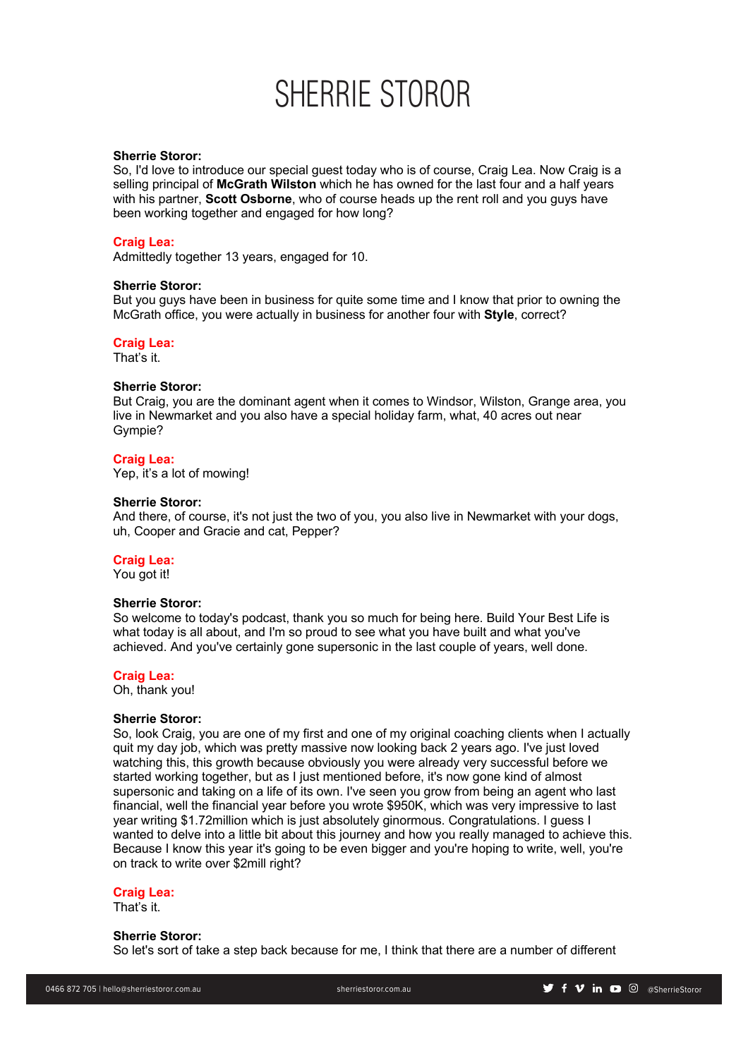**Sherrie Storor:**
So, I'd love to introduce our special guest today who is of course, Craig Lea. Now Craig is a selling principal of **McGrath Wilston** which he has owned for the last four and a half years with his partner, **Scott Osborne**, who of course heads up the rent roll and you guys have been working together and engaged for how long?

**Craig Lea:**
Admittedly together 13 years, engaged for 10.

**Sherrie Storor:**
But you guys have been in business for quite some time and I know that prior to owning the McGrath office, you were actually in business for another four with **Style**, correct?

**Craig Lea:**
That's it.

**Sherrie Storor:**
But Craig, you are the dominant agent when it comes to Windsor, Wilston, Grange area, you live in Newmarket and you also have a special holiday farm, what, 40 acres out near Gympie?

**Craig Lea:**
Yep, it's a lot of mowing!

**Sherrie Storor:**
And there, of course, it's not just the two of you, you also live in Newmarket with your dogs, uh, Cooper and Gracie and cat, Pepper?

**Craig Lea:**
You got it!

**Sherrie Storor:**
So welcome to today's podcast, thank you so much for being here. Build Your Best Life is what today is all about, and I'm so proud to see what you have built and what you've achieved. And you've certainly gone supersonic in the last couple of years, well done.

**Craig Lea:**
Oh, thank you!

**Sherrie Storor:**
So, look Craig, you are one of my first and one of my original coaching clients when I actually quit my day job, which was pretty massive now looking back 2 years ago. I've just loved watching this, this growth because obviously you were already very successful before we started working together, but as I just mentioned before, it's now gone kind of almost supersonic and taking on a life of its own. I've seen you grow from being an agent who last financial, well the financial year before you wrote $950K, which was very impressive to last year writing $1.72million which is just absolutely ginormous. Congratulations. I guess I wanted to delve into a little bit about this journey and how you really managed to achieve this. Because I know this year it's going to be even bigger and you're hoping to write, well, you're on track to write over $2mill right?

**Craig Lea:**
That's it.

**Sherrie Storor:**
So let's sort of take a step back because for me, I think that there are a number of different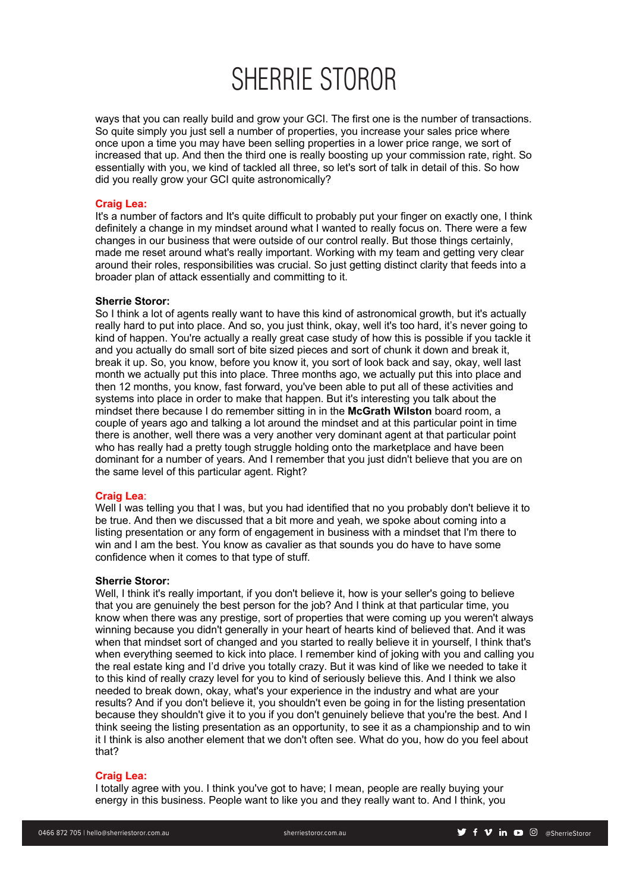ways that you can really build and grow your GCI. The first one is the number of transactions. So quite simply you just sell a number of properties, you increase your sales price where once upon a time you may have been selling properties in a lower price range, we sort of increased that up. And then the third one is really boosting up your commission rate, right. So essentially with you, we kind of tackled all three, so let's sort of talk in detail of this. So how did you really grow your GCI quite astronomically?

**Craig Lea:**
It's a number of factors and It's quite difficult to probably put your finger on exactly one, I think definitely a change in my mindset around what I wanted to really focus on. There were a few changes in our business that were outside of our control really. But those things certainly, made me reset around what's really important. Working with my team and getting very clear around their roles, responsibilities was crucial. So just getting distinct clarity that feeds into a broader plan of attack essentially and committing to it.

**Sherrie Storor:**
So I think a lot of agents really want to have this kind of astronomical growth, but it's actually really hard to put into place. And so, you just think, okay, well it's too hard, it's never going to kind of happen. You're actually a really great case study of how this is possible if you tackle it and you actually do small sort of bite sized pieces and sort of chunk it down and break it, break it up. So, you know, before you know it, you sort of look back and say, okay, well last month we actually put this into place. Three months ago, we actually put this into place and then 12 months, you know, fast forward, you've been able to put all of these activities and systems into place in order to make that happen. But it's interesting you talk about the mindset there because I do remember sitting in in the **McGrath Wilston** board room, a couple of years ago and talking a lot around the mindset and at this particular point in time there is another, well there was a very another very dominant agent at that particular point who has really had a pretty tough struggle holding onto the marketplace and have been dominant for a number of years. And I remember that you just didn't believe that you are on the same level of this particular agent. Right?

**Craig Lea**:
Well I was telling you that I was, but you had identified that no you probably don't believe it to be true. And then we discussed that a bit more and yeah, we spoke about coming into a listing presentation or any form of engagement in business with a mindset that I'm there to win and I am the best. You know as cavalier as that sounds you do have to have some confidence when it comes to that type of stuff.

**Sherrie Storor:**
Well, I think it's really important, if you don't believe it, how is your seller's going to believe that you are genuinely the best person for the job? And I think at that particular time, you know when there was any prestige, sort of properties that were coming up you weren't always winning because you didn't generally in your heart of hearts kind of believed that. And it was when that mindset sort of changed and you started to really believe it in yourself, I think that's when everything seemed to kick into place. I remember kind of joking with you and calling you the real estate king and I'd drive you totally crazy. But it was kind of like we needed to take it to this kind of really crazy level for you to kind of seriously believe this. And I think we also needed to break down, okay, what's your experience in the industry and what are your results? And if you don't believe it, you shouldn't even be going in for the listing presentation because they shouldn't give it to you if you don't genuinely believe that you're the best. And I think seeing the listing presentation as an opportunity, to see it as a championship and to win it I think is also another element that we don't often see. What do you, how do you feel about that?

**Craig Lea:**
I totally agree with you. I think you've got to have; I mean, people are really buying your energy in this business. People want to like you and they really want to. And I think, you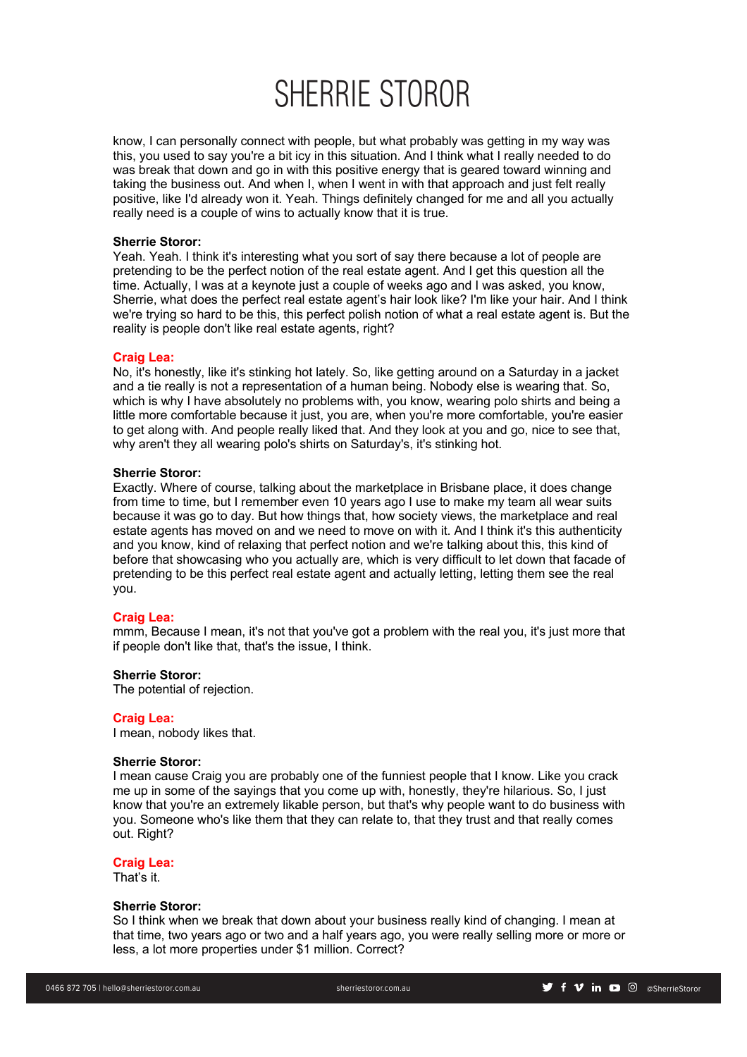know, I can personally connect with people, but what probably was getting in my way was this, you used to say you're a bit icy in this situation. And I think what I really needed to do was break that down and go in with this positive energy that is geared toward winning and taking the business out. And when I, when I went in with that approach and just felt really positive, like I'd already won it. Yeah. Things definitely changed for me and all you actually really need is a couple of wins to actually know that it is true.

**Sherrie Storor:**
Yeah. Yeah. I think it's interesting what you sort of say there because a lot of people are pretending to be the perfect notion of the real estate agent. And I get this question all the time. Actually, I was at a keynote just a couple of weeks ago and I was asked, you know, Sherrie, what does the perfect real estate agent's hair look like? I'm like your hair. And I think we're trying so hard to be this, this perfect polish notion of what a real estate agent is. But the reality is people don't like real estate agents, right?

**Craig Lea:**
No, it's honestly, like it's stinking hot lately. So, like getting around on a Saturday in a jacket and a tie really is not a representation of a human being. Nobody else is wearing that. So, which is why I have absolutely no problems with, you know, wearing polo shirts and being a little more comfortable because it just, you are, when you're more comfortable, you're easier to get along with. And people really liked that. And they look at you and go, nice to see that, why aren't they all wearing polo's shirts on Saturday's, it's stinking hot.

**Sherrie Storor:**
Exactly. Where of course, talking about the marketplace in Brisbane place, it does change from time to time, but I remember even 10 years ago I use to make my team all wear suits because it was go to day. But how things that, how society views, the marketplace and real estate agents has moved on and we need to move on with it. And I think it's this authenticity and you know, kind of relaxing that perfect notion and we're talking about this, this kind of before that showcasing who you actually are, which is very difficult to let down that facade of pretending to be this perfect real estate agent and actually letting, letting them see the real you.

**Craig Lea:**
mmm, Because I mean, it's not that you've got a problem with the real you, it's just more that if people don't like that, that's the issue, I think.

**Sherrie Storor:**
The potential of rejection.

**Craig Lea:**
I mean, nobody likes that.

**Sherrie Storor:**
I mean cause Craig you are probably one of the funniest people that I know. Like you crack me up in some of the sayings that you come up with, honestly, they're hilarious. So, I just know that you're an extremely likable person, but that's why people want to do business with you. Someone who's like them that they can relate to, that they trust and that really comes out. Right?

**Craig Lea:**
That's it.

**Sherrie Storor:**
So I think when we break that down about your business really kind of changing. I mean at that time, two years ago or two and a half years ago, you were really selling more or more or less, a lot more properties under $1 million. Correct?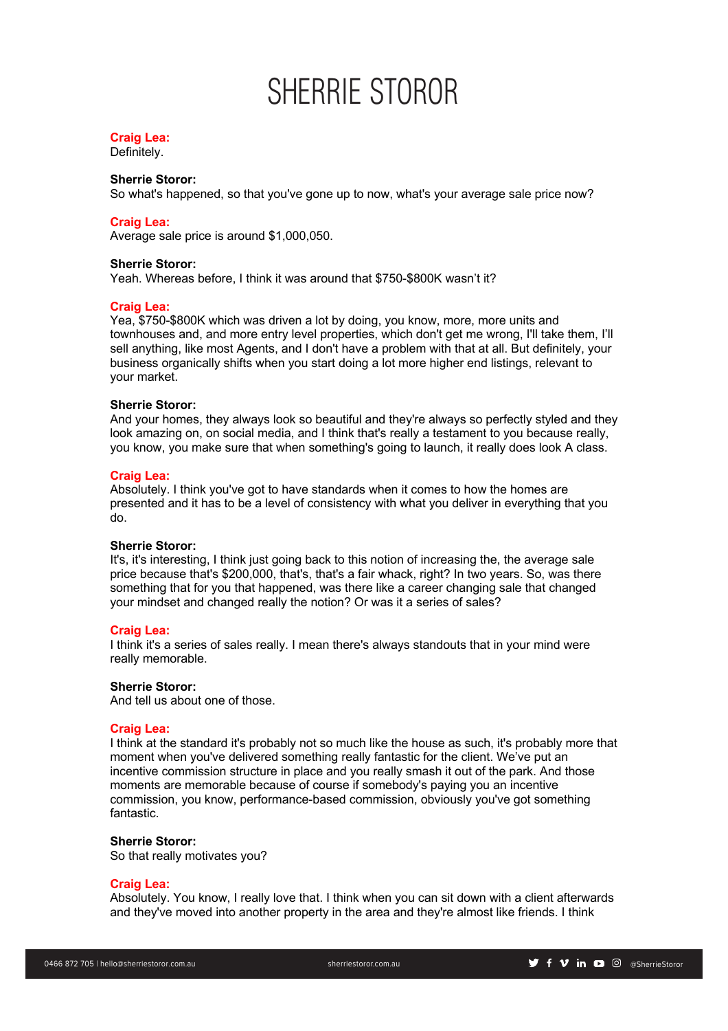**Craig Lea:**
Definitely.

**Sherrie Storor:**
So what's happened, so that you've gone up to now, what's your average sale price now?

**Craig Lea:**
Average sale price is around $1,000,050.

**Sherrie Storor:**
Yeah. Whereas before, I think it was around that $750-$800K wasn't it?

**Craig Lea:**
Yea, $750-$800K which was driven a lot by doing, you know, more, more units and townhouses and, and more entry level properties, which don't get me wrong, I'll take them, I'll sell anything, like most Agents, and I don't have a problem with that at all. But definitely, your business organically shifts when you start doing a lot more higher end listings, relevant to your market.

**Sherrie Storor:**
And your homes, they always look so beautiful and they're always so perfectly styled and they look amazing on, on social media, and I think that's really a testament to you because really, you know, you make sure that when something's going to launch, it really does look A class.

**Craig Lea:**
Absolutely. I think you've got to have standards when it comes to how the homes are presented and it has to be a level of consistency with what you deliver in everything that you do.

**Sherrie Storor:**
It's, it's interesting, I think just going back to this notion of increasing the, the average sale price because that's $200,000, that's, that's a fair whack, right? In two years. So, was there something that for you that happened, was there like a career changing sale that changed your mindset and changed really the notion? Or was it a series of sales?

**Craig Lea:**
I think it's a series of sales really. I mean there's always standouts that in your mind were really memorable.

**Sherrie Storor:**
And tell us about one of those.

**Craig Lea:**
I think at the standard it's probably not so much like the house as such, it's probably more that moment when you've delivered something really fantastic for the client. We've put an incentive commission structure in place and you really smash it out of the park. And those moments are memorable because of course if somebody's paying you an incentive commission, you know, performance-based commission, obviously you've got something fantastic.

**Sherrie Storor:**
So that really motivates you?

**Craig Lea:**
Absolutely. You know, I really love that. I think when you can sit down with a client afterwards and they've moved into another property in the area and they're almost like friends. I think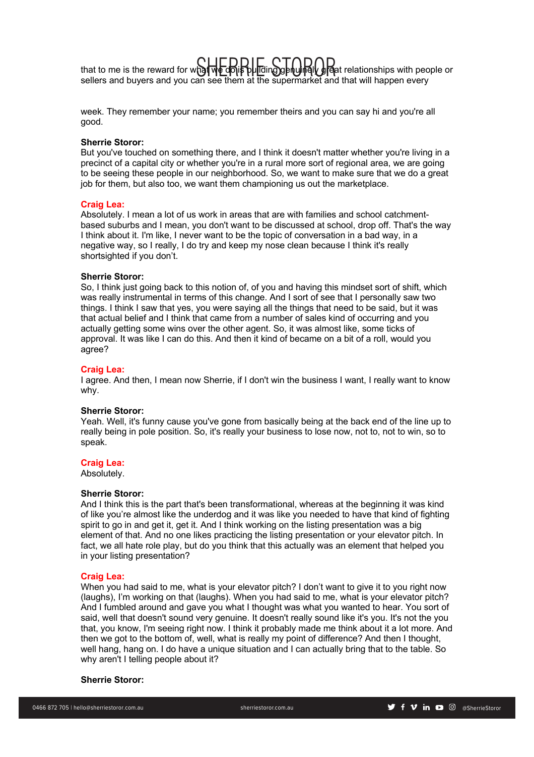that to me is the reward for what we do is building genuinely great relationships with people or sellers and buyers and you can see them at the supermarket and that will happen every

week. They remember your name; you remember theirs and you can say hi and you're all good.

**Sherrie Storor:**
But you've touched on something there, and I think it doesn't matter whether you're living in a precinct of a capital city or whether you're in a rural more sort of regional area, we are going to be seeing these people in our neighborhood. So, we want to make sure that we do a great job for them, but also too, we want them championing us out the marketplace.

**Craig Lea:**
Absolutely. I mean a lot of us work in areas that are with families and school catchment-based suburbs and I mean, you don't want to be discussed at school, drop off. That's the way I think about it. I'm like, I never want to be the topic of conversation in a bad way, in a negative way, so I really, I do try and keep my nose clean because I think it's really shortsighted if you don't.

**Sherrie Storor:**
So, I think just going back to this notion of, of you and having this mindset sort of shift, which was really instrumental in terms of this change. And I sort of see that I personally saw two things. I think I saw that yes, you were saying all the things that need to be said, but it was that actual belief and I think that came from a number of sales kind of occurring and you actually getting some wins over the other agent. So, it was almost like, some ticks of approval. It was like I can do this. And then it kind of became on a bit of a roll, would you agree?

**Craig Lea:**
I agree. And then, I mean now Sherrie, if I don't win the business I want, I really want to know why.

**Sherrie Storor:**
Yeah. Well, it's funny cause you've gone from basically being at the back end of the line up to really being in pole position. So, it's really your business to lose now, not to, not to win, so to speak.

**Craig Lea:**
Absolutely.

**Sherrie Storor:**
And I think this is the part that's been transformational, whereas at the beginning it was kind of like you're almost like the underdog and it was like you needed to have that kind of fighting spirit to go in and get it, get it. And I think working on the listing presentation was a big element of that. And no one likes practicing the listing presentation or your elevator pitch. In fact, we all hate role play, but do you think that this actually was an element that helped you in your listing presentation?

**Craig Lea:**
When you had said to me, what is your elevator pitch? I don't want to give it to you right now (laughs), I'm working on that (laughs). When you had said to me, what is your elevator pitch? And I fumbled around and gave you what I thought was what you wanted to hear. You sort of said, well that doesn't sound very genuine. It doesn't really sound like it's you. It's not the you that, you know, I'm seeing right now. I think it probably made me think about it a lot more. And then we got to the bottom of, well, what is really my point of difference? And then I thought, well hang, hang on. I do have a unique situation and I can actually bring that to the table. So why aren't I telling people about it?

**Sherrie Storor:**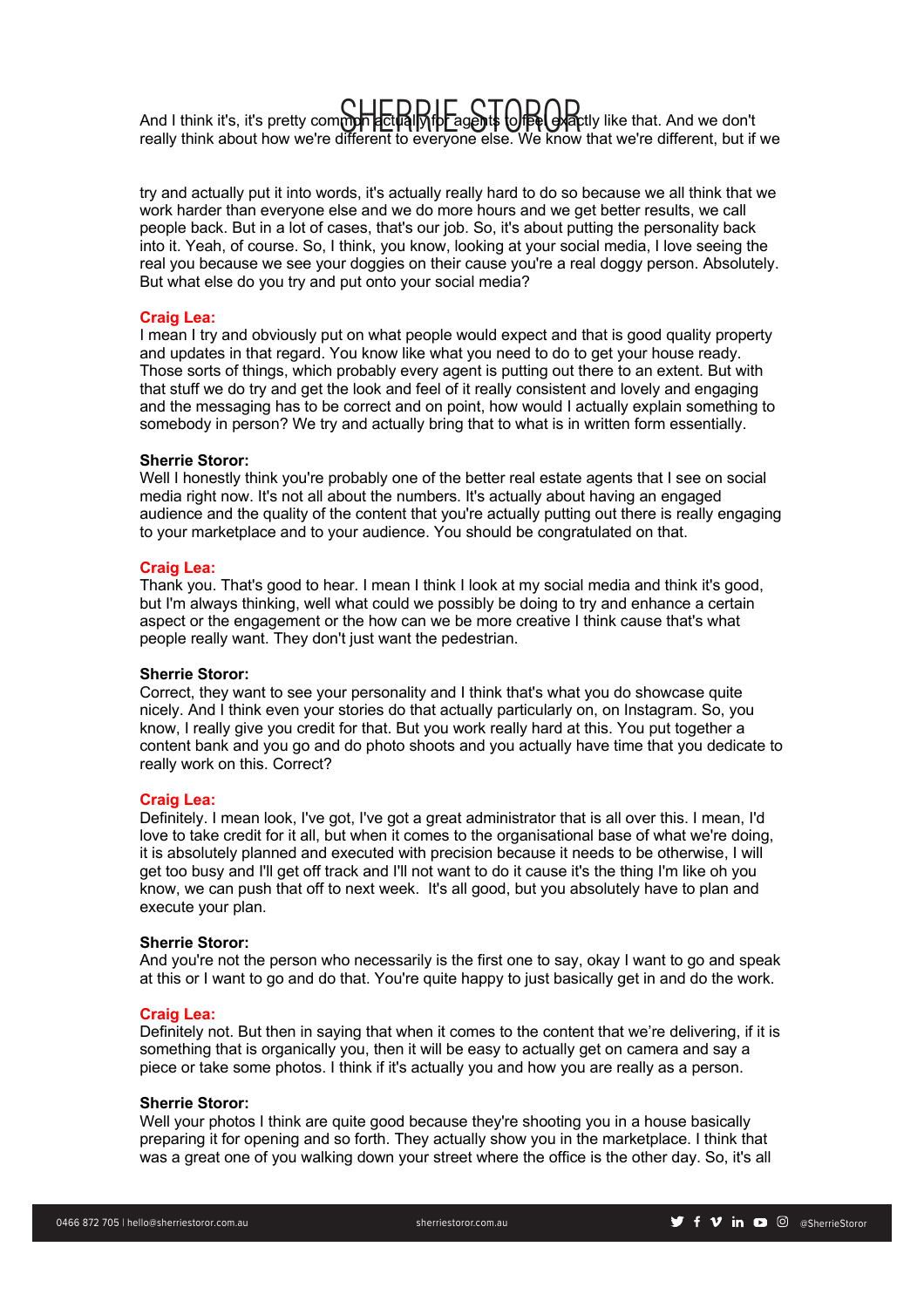And I think it's, it's pretty common actually for agents to feel exactly like that. And we don't really think about how we're different to everyone else. We know that we're different, but if we

try and actually put it into words, it's actually really hard to do so because we all think that we work harder than everyone else and we do more hours and we get better results, we call people back. But in a lot of cases, that's our job. So, it's about putting the personality back into it. Yeah, of course. So, I think, you know, looking at your social media, I love seeing the real you because we see your doggies on their cause you're a real doggy person. Absolutely. But what else do you try and put onto your social media?

**Craig Lea:**
I mean I try and obviously put on what people would expect and that is good quality property and updates in that regard. You know like what you need to do to get your house ready. Those sorts of things, which probably every agent is putting out there to an extent. But with that stuff we do try and get the look and feel of it really consistent and lovely and engaging and the messaging has to be correct and on point, how would I actually explain something to somebody in person? We try and actually bring that to what is in written form essentially.

**Sherrie Storor:**
Well I honestly think you're probably one of the better real estate agents that I see on social media right now. It's not all about the numbers. It's actually about having an engaged audience and the quality of the content that you're actually putting out there is really engaging to your marketplace and to your audience. You should be congratulated on that.

**Craig Lea:**
Thank you. That's good to hear. I mean I think I look at my social media and think it's good, but I'm always thinking, well what could we possibly be doing to try and enhance a certain aspect or the engagement or the how can we be more creative I think cause that's what people really want. They don't just want the pedestrian.

**Sherrie Storor:**
Correct, they want to see your personality and I think that's what you do showcase quite nicely. And I think even your stories do that actually particularly on, on Instagram. So, you know, I really give you credit for that. But you work really hard at this. You put together a content bank and you go and do photo shoots and you actually have time that you dedicate to really work on this. Correct?

**Craig Lea:**
Definitely. I mean look, I've got, I've got a great administrator that is all over this. I mean, I'd love to take credit for it all, but when it comes to the organisational base of what we're doing, it is absolutely planned and executed with precision because it needs to be otherwise, I will get too busy and I'll get off track and I'll not want to do it cause it's the thing I'm like oh you know, we can push that off to next week. It's all good, but you absolutely have to plan and execute your plan.

**Sherrie Storor:**
And you're not the person who necessarily is the first one to say, okay I want to go and speak at this or I want to go and do that. You're quite happy to just basically get in and do the work.

**Craig Lea:**
Definitely not. But then in saying that when it comes to the content that we're delivering, if it is something that is organically you, then it will be easy to actually get on camera and say a piece or take some photos. I think if it's actually you and how you are really as a person.

**Sherrie Storor:**
Well your photos I think are quite good because they're shooting you in a house basically preparing it for opening and so forth. They actually show you in the marketplace. I think that was a great one of you walking down your street where the office is the other day. So, it's all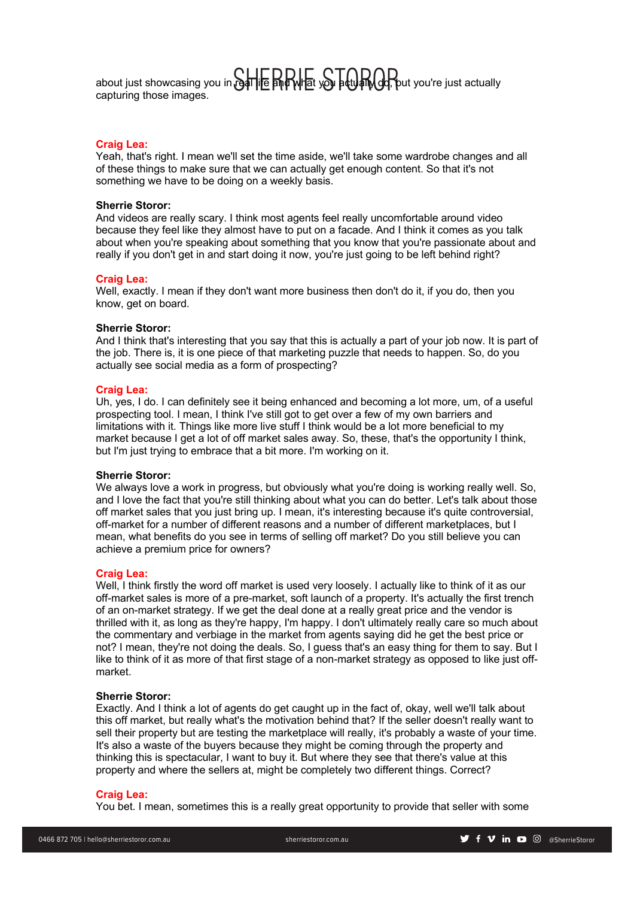about just showcasing you in real life and what you actually do, but you're just actually capturing those images.

**Craig Lea:**
Yeah, that's right. I mean we'll set the time aside, we'll take some wardrobe changes and all of these things to make sure that we can actually get enough content. So that it's not something we have to be doing on a weekly basis.

**Sherrie Storor:**
And videos are really scary. I think most agents feel really uncomfortable around video because they feel like they almost have to put on a facade. And I think it comes as you talk about when you're speaking about something that you know that you're passionate about and really if you don't get in and start doing it now, you're just going to be left behind right?

**Craig Lea:**
Well, exactly. I mean if they don't want more business then don't do it, if you do, then you know, get on board.

**Sherrie Storor:**
And I think that's interesting that you say that this is actually a part of your job now. It is part of the job. There is, it is one piece of that marketing puzzle that needs to happen. So, do you actually see social media as a form of prospecting?

**Craig Lea:**
Uh, yes, I do. I can definitely see it being enhanced and becoming a lot more, um, of a useful prospecting tool. I mean, I think I've still got to get over a few of my own barriers and limitations with it. Things like more live stuff I think would be a lot more beneficial to my market because I get a lot of off market sales away. So, these, that's the opportunity I think, but I'm just trying to embrace that a bit more. I'm working on it.

**Sherrie Storor:**
We always love a work in progress, but obviously what you're doing is working really well. So, and I love the fact that you're still thinking about what you can do better. Let's talk about those off market sales that you just bring up. I mean, it's interesting because it's quite controversial, off-market for a number of different reasons and a number of different marketplaces, but I mean, what benefits do you see in terms of selling off market? Do you still believe you can achieve a premium price for owners?

**Craig Lea:**
Well, I think firstly the word off market is used very loosely. I actually like to think of it as our off-market sales is more of a pre-market, soft launch of a property. It's actually the first trench of an on-market strategy. If we get the deal done at a really great price and the vendor is thrilled with it, as long as they're happy, I'm happy. I don't ultimately really care so much about the commentary and verbiage in the market from agents saying did he get the best price or not? I mean, they're not doing the deals. So, I guess that's an easy thing for them to say. But I like to think of it as more of that first stage of a non-market strategy as opposed to like just off-market.

**Sherrie Storor:**
Exactly. And I think a lot of agents do get caught up in the fact of, okay, well we'll talk about this off market, but really what's the motivation behind that? If the seller doesn't really want to sell their property but are testing the marketplace will really, it's probably a waste of your time. It's also a waste of the buyers because they might be coming through the property and thinking this is spectacular, I want to buy it. But where they see that there's value at this property and where the sellers at, might be completely two different things. Correct?

**Craig Lea:**
You bet. I mean, sometimes this is a really great opportunity to provide that seller with some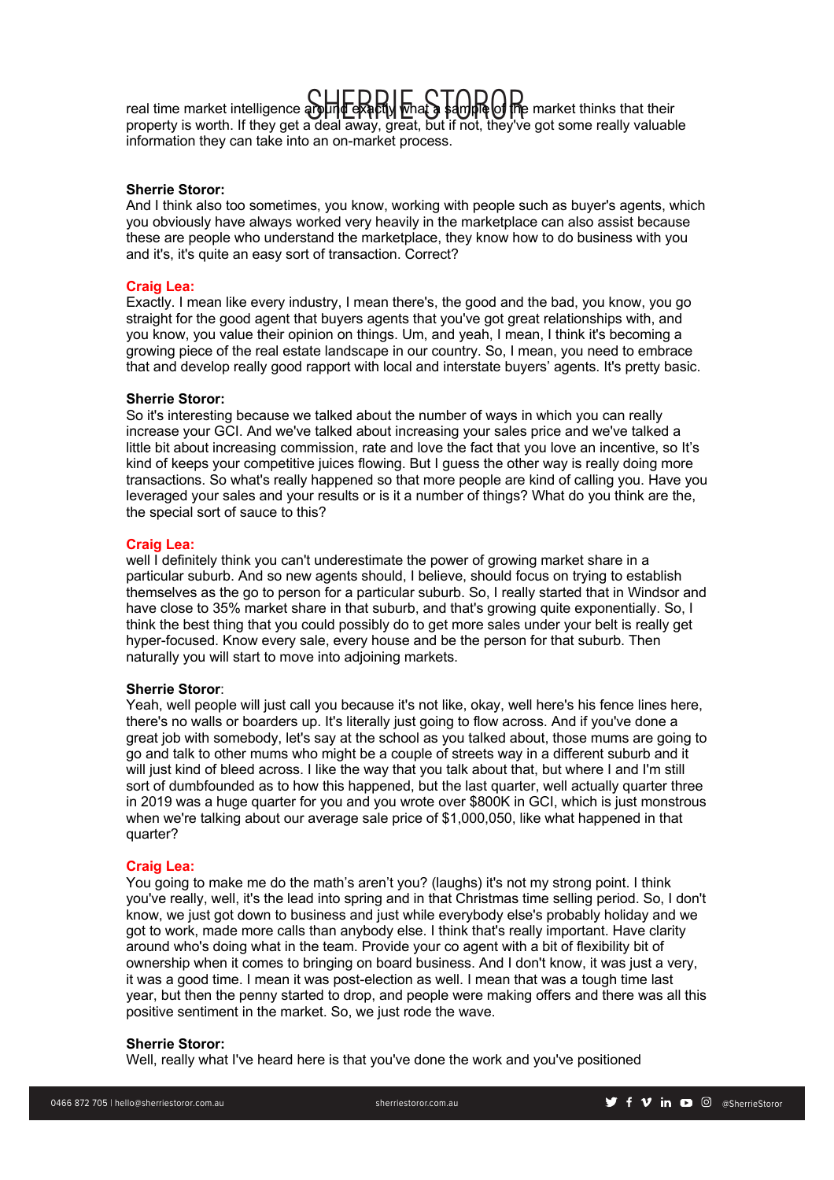real time market intelligence around exactly what a sample of the market thinks that their property is worth. If they get a deal away, great, but if not, they've got some really valuable information they can take into an on-market process.

**Sherrie Storor:**
And I think also too sometimes, you know, working with people such as buyer's agents, which you obviously have always worked very heavily in the marketplace can also assist because these are people who understand the marketplace, they know how to do business with you and it's, it's quite an easy sort of transaction. Correct?

**Craig Lea:**
Exactly. I mean like every industry, I mean there's, the good and the bad, you know, you go straight for the good agent that buyers agents that you've got great relationships with, and you know, you value their opinion on things. Um, and yeah, I mean, I think it's becoming a growing piece of the real estate landscape in our country. So, I mean, you need to embrace that and develop really good rapport with local and interstate buyers' agents. It's pretty basic.

**Sherrie Storor:**
So it's interesting because we talked about the number of ways in which you can really increase your GCI. And we've talked about increasing your sales price and we've talked a little bit about increasing commission, rate and love the fact that you love an incentive, so It's kind of keeps your competitive juices flowing. But I guess the other way is really doing more transactions. So what's really happened so that more people are kind of calling you. Have you leveraged your sales and your results or is it a number of things? What do you think are the, the special sort of sauce to this?

**Craig Lea:**
well I definitely think you can't underestimate the power of growing market share in a particular suburb. And so new agents should, I believe, should focus on trying to establish themselves as the go to person for a particular suburb. So, I really started that in Windsor and have close to 35% market share in that suburb, and that's growing quite exponentially. So, I think the best thing that you could possibly do to get more sales under your belt is really get hyper-focused. Know every sale, every house and be the person for that suburb. Then naturally you will start to move into adjoining markets.

**Sherrie Storor**:
Yeah, well people will just call you because it's not like, okay, well here's his fence lines here, there's no walls or boarders up. It's literally just going to flow across. And if you've done a great job with somebody, let's say at the school as you talked about, those mums are going to go and talk to other mums who might be a couple of streets way in a different suburb and it will just kind of bleed across. I like the way that you talk about that, but where I and I'm still sort of dumbfounded as to how this happened, but the last quarter, well actually quarter three in 2019 was a huge quarter for you and you wrote over $800K in GCI, which is just monstrous when we're talking about our average sale price of $1,000,050, like what happened in that quarter?

**Craig Lea:**
You going to make me do the math's aren't you? (laughs) it's not my strong point. I think you've really, well, it's the lead into spring and in that Christmas time selling period. So, I don't know, we just got down to business and just while everybody else's probably holiday and we got to work, made more calls than anybody else. I think that's really important. Have clarity around who's doing what in the team. Provide your co agent with a bit of flexibility bit of ownership when it comes to bringing on board business. And I don't know, it was just a very, it was a good time. I mean it was post-election as well. I mean that was a tough time last year, but then the penny started to drop, and people were making offers and there was all this positive sentiment in the market. So, we just rode the wave.

**Sherrie Storor:**
Well, really what I've heard here is that you've done the work and you've positioned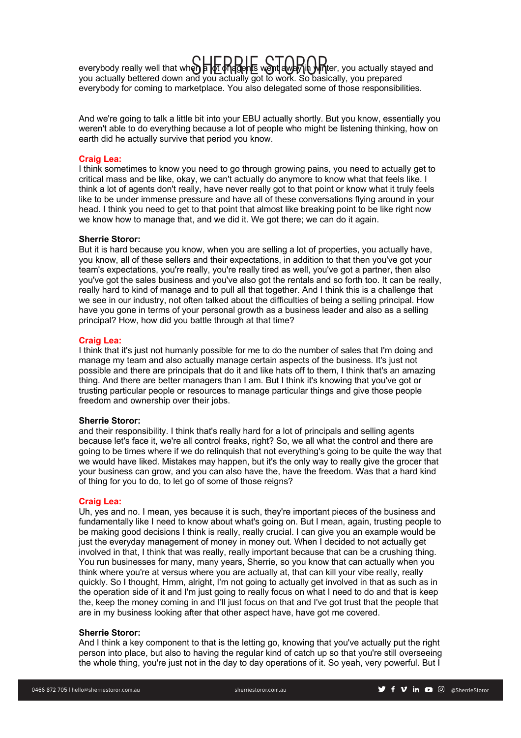everybody really well that when a lot of agents went away in winter, you actually stayed and you actually bettered down and you actually got to work. So basically, you prepared everybody for coming to marketplace. You also delegated some of those responsibilities.

And we're going to talk a little bit into your EBU actually shortly. But you know, essentially you weren't able to do everything because a lot of people who might be listening thinking, how on earth did he actually survive that period you know.

**Craig Lea:**
I think sometimes to know you need to go through growing pains, you need to actually get to critical mass and be like, okay, we can't actually do anymore to know what that feels like. I think a lot of agents don't really, have never really got to that point or know what it truly feels like to be under immense pressure and have all of these conversations flying around in your head. I think you need to get to that point that almost like breaking point to be like right now we know how to manage that, and we did it. We got there; we can do it again.

**Sherrie Storor:**
But it is hard because you know, when you are selling a lot of properties, you actually have, you know, all of these sellers and their expectations, in addition to that then you've got your team's expectations, you're really, you're really tired as well, you've got a partner, then also you've got the sales business and you've also got the rentals and so forth too. It can be really, really hard to kind of manage and to pull all that together. And I think this is a challenge that we see in our industry, not often talked about the difficulties of being a selling principal. How have you gone in terms of your personal growth as a business leader and also as a selling principal? How, how did you battle through at that time?

**Craig Lea:**
I think that it's just not humanly possible for me to do the number of sales that I'm doing and manage my team and also actually manage certain aspects of the business. It's just not possible and there are principals that do it and like hats off to them, I think that's an amazing thing. And there are better managers than I am. But I think it's knowing that you've got or trusting particular people or resources to manage particular things and give those people freedom and ownership over their jobs.

**Sherrie Storor:**
and their responsibility. I think that's really hard for a lot of principals and selling agents because let's face it, we're all control freaks, right? So, we all what the control and there are going to be times where if we do relinquish that not everything's going to be quite the way that we would have liked. Mistakes may happen, but it's the only way to really give the grocer that your business can grow, and you can also have the, have the freedom. Was that a hard kind of thing for you to do, to let go of some of those reigns?

**Craig Lea:**
Uh, yes and no. I mean, yes because it is such, they're important pieces of the business and fundamentally like I need to know about what's going on. But I mean, again, trusting people to be making good decisions I think is really, really crucial. I can give you an example would be just the everyday management of money in money out. When I decided to not actually get involved in that, I think that was really, really important because that can be a crushing thing. You run businesses for many, many years, Sherrie, so you know that can actually when you think where you're at versus where you are actually at, that can kill your vibe really, really quickly. So I thought, Hmm, alright, I'm not going to actually get involved in that as such as in the operation side of it and I'm just going to really focus on what I need to do and that is keep the, keep the money coming in and I'll just focus on that and I've got trust that the people that are in my business looking after that other aspect have, have got me covered.

**Sherrie Storor:**
And I think a key component to that is the letting go, knowing that you've actually put the right person into place, but also to having the regular kind of catch up so that you're still overseeing the whole thing, you're just not in the day to day operations of it. So yeah, very powerful. But I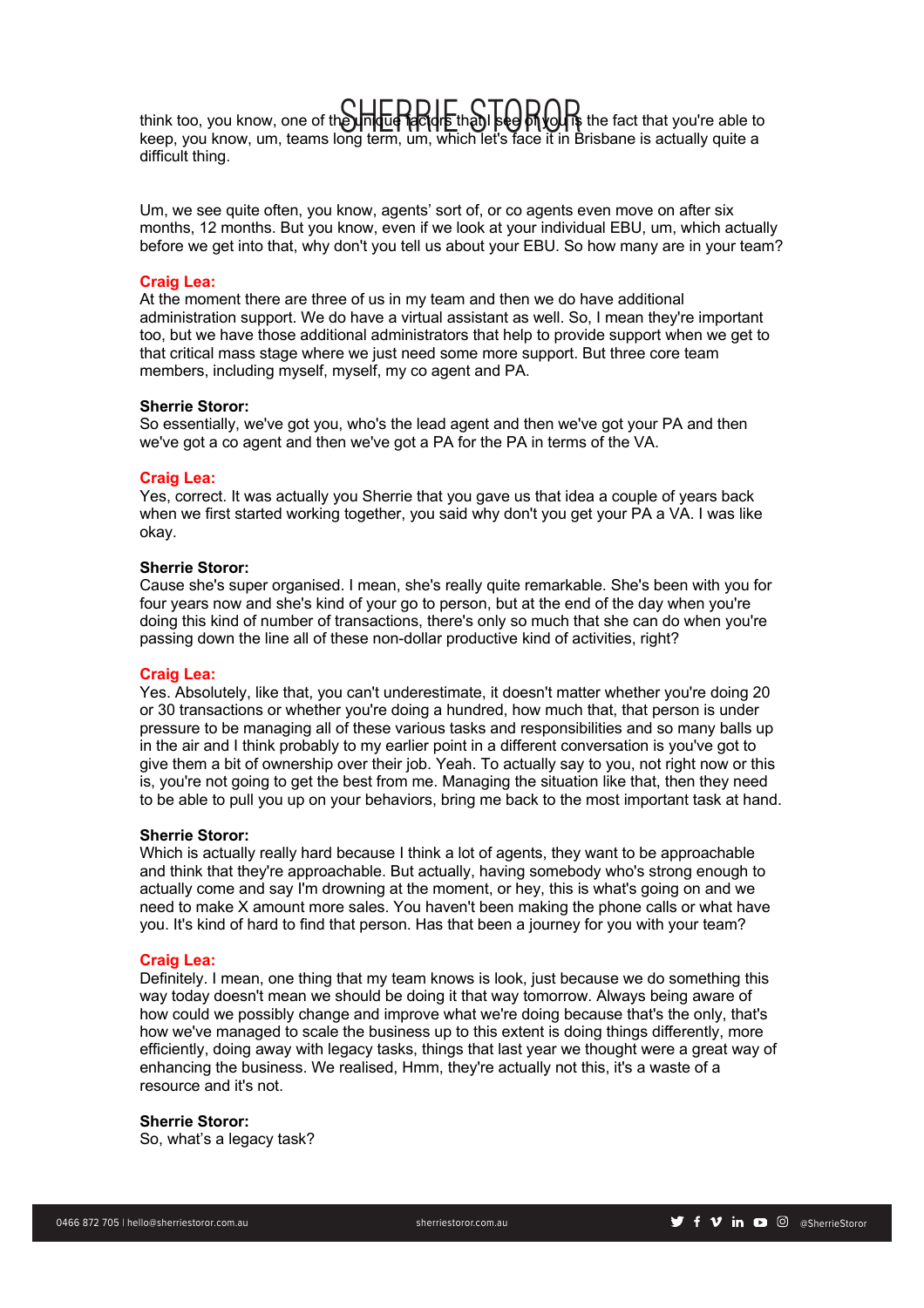think too, you know, one of the unique factors that I see of you is the fact that you're able to keep, you know, um, teams long term, um, which let's face it in Brisbane is actually quite a difficult thing.

Um, we see quite often, you know, agents' sort of, or co agents even move on after six months, 12 months. But you know, even if we look at your individual EBU, um, which actually before we get into that, why don't you tell us about your EBU. So how many are in your team?

**Craig Lea:**
At the moment there are three of us in my team and then we do have additional administration support. We do have a virtual assistant as well. So, I mean they're important too, but we have those additional administrators that help to provide support when we get to that critical mass stage where we just need some more support. But three core team members, including myself, myself, my co agent and PA.

**Sherrie Storor:**
So essentially, we've got you, who's the lead agent and then we've got your PA and then we've got a co agent and then we've got a PA for the PA in terms of the VA.

**Craig Lea:**
Yes, correct. It was actually you Sherrie that you gave us that idea a couple of years back when we first started working together, you said why don't you get your PA a VA. I was like okay.

**Sherrie Storor:**
Cause she's super organised. I mean, she's really quite remarkable. She's been with you for four years now and she's kind of your go to person, but at the end of the day when you're doing this kind of number of transactions, there's only so much that she can do when you're passing down the line all of these non-dollar productive kind of activities, right?

**Craig Lea:**
Yes. Absolutely, like that, you can't underestimate, it doesn't matter whether you're doing 20 or 30 transactions or whether you're doing a hundred, how much that, that person is under pressure to be managing all of these various tasks and responsibilities and so many balls up in the air and I think probably to my earlier point in a different conversation is you've got to give them a bit of ownership over their job. Yeah. To actually say to you, not right now or this is, you're not going to get the best from me. Managing the situation like that, then they need to be able to pull you up on your behaviors, bring me back to the most important task at hand.

**Sherrie Storor:**
Which is actually really hard because I think a lot of agents, they want to be approachable and think that they're approachable. But actually, having somebody who's strong enough to actually come and say I'm drowning at the moment, or hey, this is what's going on and we need to make X amount more sales. You haven't been making the phone calls or what have you. It's kind of hard to find that person. Has that been a journey for you with your team?

**Craig Lea:**
Definitely. I mean, one thing that my team knows is look, just because we do something this way today doesn't mean we should be doing it that way tomorrow. Always being aware of how could we possibly change and improve what we're doing because that's the only, that's how we've managed to scale the business up to this extent is doing things differently, more efficiently, doing away with legacy tasks, things that last year we thought were a great way of enhancing the business. We realised, Hmm, they're actually not this, it's a waste of a resource and it's not.

**Sherrie Storor:**
So, what's a legacy task?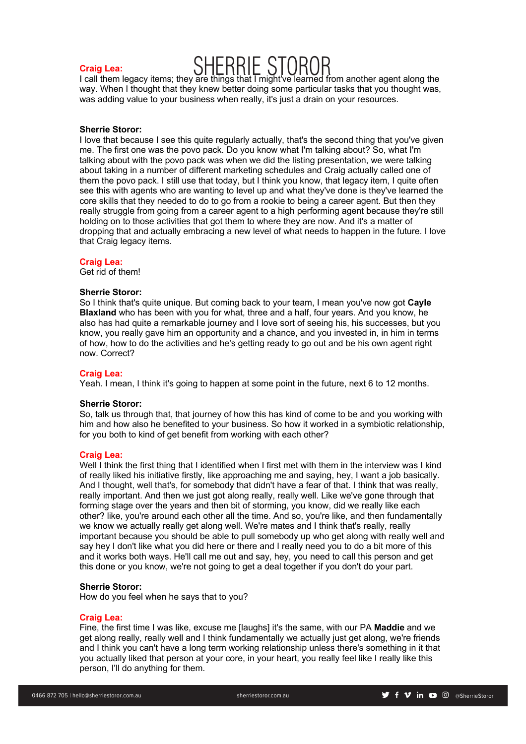**Craig Lea:**
I call them legacy items; they are things that I might've learned from another agent along the way. When I thought that they knew better doing some particular tasks that you thought was, was adding value to your business when really, it's just a drain on your resources.

**Sherrie Storor:**
I love that because I see this quite regularly actually, that's the second thing that you've given me. The first one was the povo pack. Do you know what I'm talking about? So, what I'm talking about with the povo pack was when we did the listing presentation, we were talking about taking in a number of different marketing schedules and Craig actually called one of them the povo pack. I still use that today, but I think you know, that legacy item, I quite often see this with agents who are wanting to level up and what they've done is they've learned the core skills that they needed to do to go from a rookie to being a career agent. But then they really struggle from going from a career agent to a high performing agent because they're still holding on to those activities that got them to where they are now. And it's a matter of dropping that and actually embracing a new level of what needs to happen in the future. I love that Craig legacy items.

**Craig Lea:**
Get rid of them!

**Sherrie Storor:**
So I think that's quite unique. But coming back to your team, I mean you've now got **Cayle Blaxland** who has been with you for what, three and a half, four years. And you know, he also has had quite a remarkable journey and I love sort of seeing his, his successes, but you know, you really gave him an opportunity and a chance, and you invested in, in him in terms of how, how to do the activities and he's getting ready to go out and be his own agent right now. Correct?

**Craig Lea:**
Yeah. I mean, I think it's going to happen at some point in the future, next 6 to 12 months.

**Sherrie Storor:**
So, talk us through that, that journey of how this has kind of come to be and you working with him and how also he benefited to your business. So how it worked in a symbiotic relationship, for you both to kind of get benefit from working with each other?

**Craig Lea:**
Well I think the first thing that I identified when I first met with them in the interview was I kind of really liked his initiative firstly, like approaching me and saying, hey, I want a job basically. And I thought, well that's, for somebody that didn't have a fear of that. I think that was really, really important. And then we just got along really, really well. Like we've gone through that forming stage over the years and then bit of storming, you know, did we really like each other? like, you're around each other all the time. And so, you're like, and then fundamentally we know we actually really get along well. We're mates and I think that's really, really important because you should be able to pull somebody up who get along with really well and say hey I don't like what you did here or there and I really need you to do a bit more of this and it works both ways. He'll call me out and say, hey, you need to call this person and get this done or you know, we're not going to get a deal together if you don't do your part.

**Sherrie Storor:**
How do you feel when he says that to you?

**Craig Lea:**
Fine, the first time I was like, excuse me [laughs] it's the same, with our PA **Maddie** and we get along really, really well and I think fundamentally we actually just get along, we're friends and I think you can't have a long term working relationship unless there's something in it that you actually liked that person at your core, in your heart, you really feel like I really like this person, I'll do anything for them.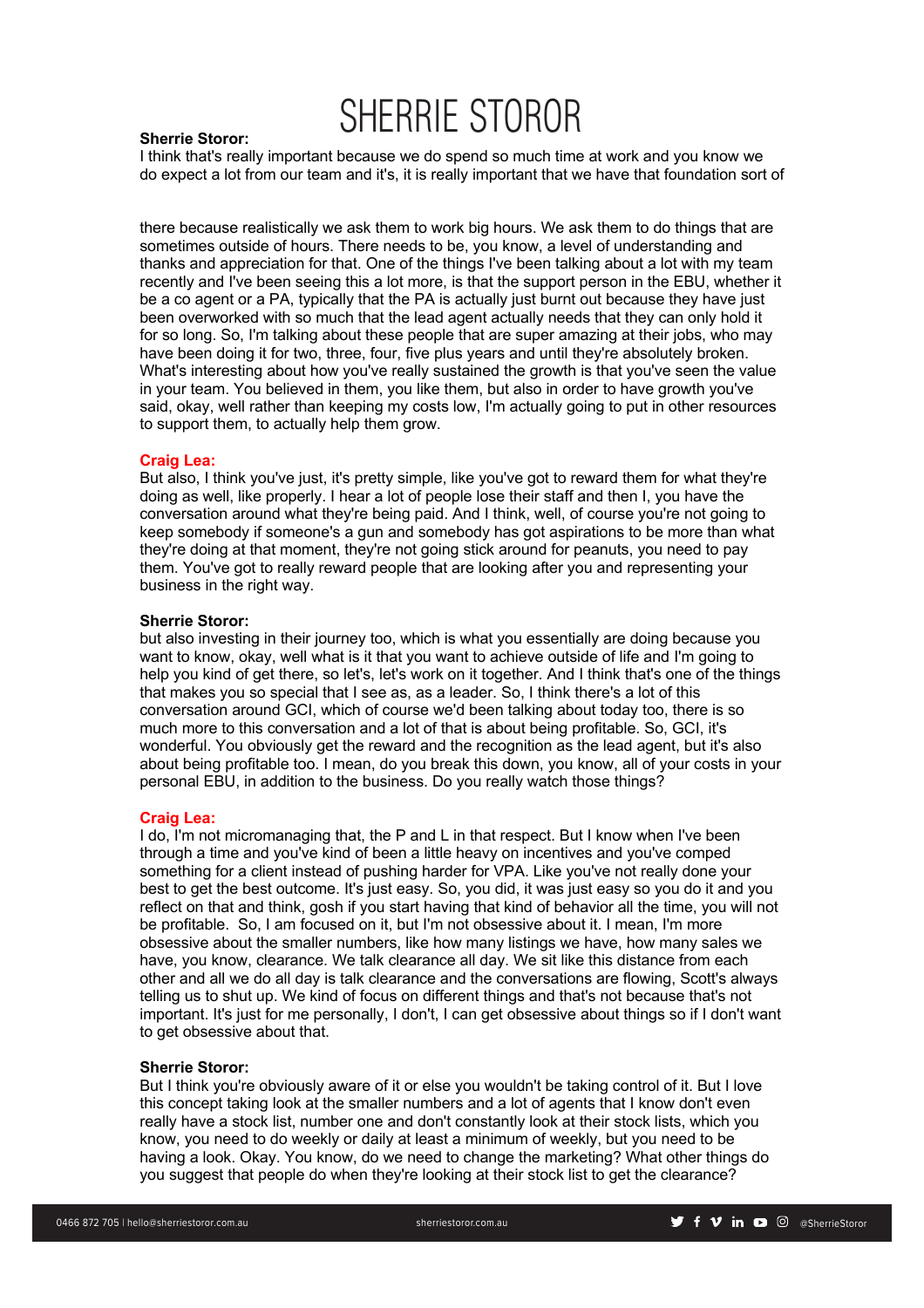**Sherrie Storor:**

I think that's really important because we do spend so much time at work and you know we do expect a lot from our team and it's, it is really important that we have that foundation sort of

there because realistically we ask them to work big hours. We ask them to do things that are sometimes outside of hours. There needs to be, you know, a level of understanding and thanks and appreciation for that. One of the things I've been talking about a lot with my team recently and I've been seeing this a lot more, is that the support person in the EBU, whether it be a co agent or a PA, typically that the PA is actually just burnt out because they have just been overworked with so much that the lead agent actually needs that they can only hold it for so long. So, I'm talking about these people that are super amazing at their jobs, who may have been doing it for two, three, four, five plus years and until they're absolutely broken. What's interesting about how you've really sustained the growth is that you've seen the value in your team. You believed in them, you like them, but also in order to have growth you've said, okay, well rather than keeping my costs low, I'm actually going to put in other resources to support them, to actually help them grow.

**Craig Lea:**

But also, I think you've just, it's pretty simple, like you've got to reward them for what they're doing as well, like properly. I hear a lot of people lose their staff and then I, you have the conversation around what they're being paid. And I think, well, of course you're not going to keep somebody if someone's a gun and somebody has got aspirations to be more than what they're doing at that moment, they're not going stick around for peanuts, you need to pay them. You've got to really reward people that are looking after you and representing your business in the right way.

**Sherrie Storor:**

but also investing in their journey too, which is what you essentially are doing because you want to know, okay, well what is it that you want to achieve outside of life and I'm going to help you kind of get there, so let's, let's work on it together. And I think that's one of the things that makes you so special that I see as, as a leader. So, I think there's a lot of this conversation around GCI, which of course we'd been talking about today too, there is so much more to this conversation and a lot of that is about being profitable. So, GCI, it's wonderful. You obviously get the reward and the recognition as the lead agent, but it's also about being profitable too. I mean, do you break this down, you know, all of your costs in your personal EBU, in addition to the business. Do you really watch those things?

**Craig Lea:**

I do, I'm not micromanaging that, the P and L in that respect. But I know when I've been through a time and you've kind of been a little heavy on incentives and you've comped something for a client instead of pushing harder for VPA. Like you've not really done your best to get the best outcome. It's just easy. So, you did, it was just easy so you do it and you reflect on that and think, gosh if you start having that kind of behavior all the time, you will not be profitable. So, I am focused on it, but I'm not obsessive about it. I mean, I'm more obsessive about the smaller numbers, like how many listings we have, how many sales we have, you know, clearance. We talk clearance all day. We sit like this distance from each other and all we do all day is talk clearance and the conversations are flowing, Scott's always telling us to shut up. We kind of focus on different things and that's not because that's not important. It's just for me personally, I don't, I can get obsessive about things so if I don't want to get obsessive about that.

**Sherrie Storor:**

But I think you're obviously aware of it or else you wouldn't be taking control of it. But I love this concept taking look at the smaller numbers and a lot of agents that I know don't even really have a stock list, number one and don't constantly look at their stock lists, which you know, you need to do weekly or daily at least a minimum of weekly, but you need to be having a look. Okay. You know, do we need to change the marketing? What other things do you suggest that people do when they're looking at their stock list to get the clearance?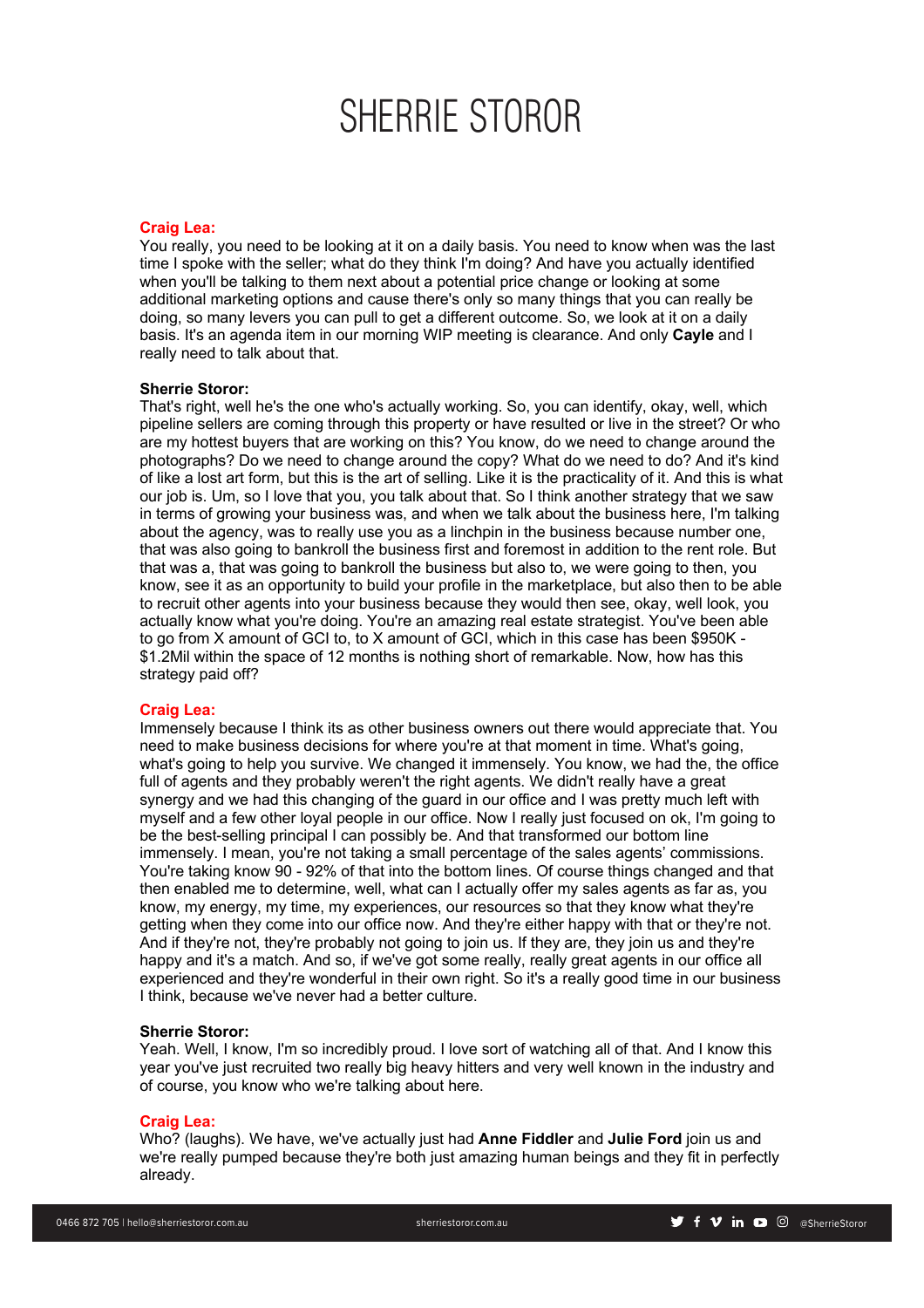**Craig Lea:**
You really, you need to be looking at it on a daily basis. You need to know when was the last time I spoke with the seller; what do they think I'm doing? And have you actually identified when you'll be talking to them next about a potential price change or looking at some additional marketing options and cause there's only so many things that you can really be doing, so many levers you can pull to get a different outcome. So, we look at it on a daily basis. It's an agenda item in our morning WIP meeting is clearance. And only **Cayle** and I really need to talk about that.

**Sherrie Storor:**
That's right, well he's the one who's actually working. So, you can identify, okay, well, which pipeline sellers are coming through this property or have resulted or live in the street? Or who are my hottest buyers that are working on this? You know, do we need to change around the photographs? Do we need to change around the copy? What do we need to do? And it's kind of like a lost art form, but this is the art of selling. Like it is the practicality of it. And this is what our job is. Um, so I love that you, you talk about that. So I think another strategy that we saw in terms of growing your business was, and when we talk about the business here, I'm talking about the agency, was to really use you as a linchpin in the business because number one, that was also going to bankroll the business first and foremost in addition to the rent role. But that was a, that was going to bankroll the business but also to, we were going to then, you know, see it as an opportunity to build your profile in the marketplace, but also then to be able to recruit other agents into your business because they would then see, okay, well look, you actually know what you're doing. You're an amazing real estate strategist. You've been able to go from X amount of GCI to, to X amount of GCI, which in this case has been $950K - $1.2Mil within the space of 12 months is nothing short of remarkable. Now, how has this strategy paid off?

**Craig Lea:**
Immensely because I think its as other business owners out there would appreciate that. You need to make business decisions for where you're at that moment in time. What's going, what's going to help you survive. We changed it immensely. You know, we had the, the office full of agents and they probably weren't the right agents. We didn't really have a great synergy and we had this changing of the guard in our office and I was pretty much left with myself and a few other loyal people in our office. Now I really just focused on ok, I'm going to be the best-selling principal I can possibly be. And that transformed our bottom line immensely. I mean, you're not taking a small percentage of the sales agents' commissions. You're taking know 90 - 92% of that into the bottom lines. Of course things changed and that then enabled me to determine, well, what can I actually offer my sales agents as far as, you know, my energy, my time, my experiences, our resources so that they know what they're getting when they come into our office now. And they're either happy with that or they're not. And if they're not, they're probably not going to join us. If they are, they join us and they're happy and it's a match. And so, if we've got some really, really great agents in our office all experienced and they're wonderful in their own right. So it's a really good time in our business I think, because we've never had a better culture.

**Sherrie Storor:**
Yeah. Well, I know, I'm so incredibly proud. I love sort of watching all of that. And I know this year you've just recruited two really big heavy hitters and very well known in the industry and of course, you know who we're talking about here.

**Craig Lea:**
Who? (laughs). We have, we've actually just had **Anne Fiddler** and **Julie Ford** join us and we're really pumped because they're both just amazing human beings and they fit in perfectly already.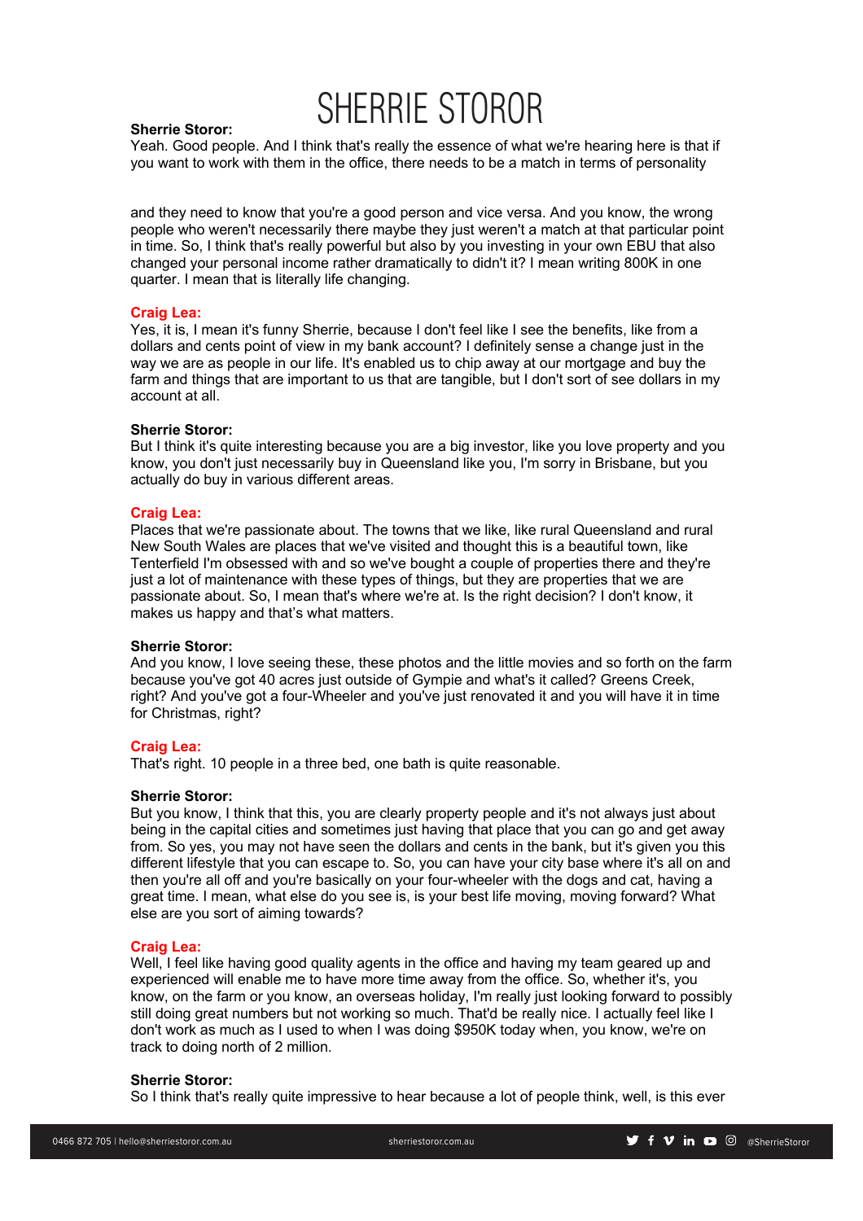**Sherrie Storor:**
Yeah. Good people. And I think that's really the essence of what we're hearing here is that if you want to work with them in the office, there needs to be a match in terms of personality

and they need to know that you're a good person and vice versa. And you know, the wrong people who weren't necessarily there maybe they just weren't a match at that particular point in time. So, I think that's really powerful but also by you investing in your own EBU that also changed your personal income rather dramatically to didn't it? I mean writing 800K in one quarter. I mean that is literally life changing.

**Craig Lea:**
Yes, it is, I mean it's funny Sherrie, because I don't feel like I see the benefits, like from a dollars and cents point of view in my bank account? I definitely sense a change just in the way we are as people in our life. It's enabled us to chip away at our mortgage and buy the farm and things that are important to us that are tangible, but I don't sort of see dollars in my account at all.

**Sherrie Storor:**
But I think it's quite interesting because you are a big investor, like you love property and you know, you don't just necessarily buy in Queensland like you, I'm sorry in Brisbane, but you actually do buy in various different areas.

**Craig Lea:**
Places that we're passionate about. The towns that we like, like rural Queensland and rural New South Wales are places that we've visited and thought this is a beautiful town, like Tenterfield I'm obsessed with and so we've bought a couple of properties there and they're just a lot of maintenance with these types of things, but they are properties that we are passionate about. So, I mean that's where we're at. Is the right decision? I don't know, it makes us happy and that's what matters.

**Sherrie Storor:**
And you know, I love seeing these, these photos and the little movies and so forth on the farm because you've got 40 acres just outside of Gympie and what's it called? Greens Creek, right? And you've got a four-Wheeler and you've just renovated it and you will have it in time for Christmas, right?

**Craig Lea:**
That's right. 10 people in a three bed, one bath is quite reasonable.

**Sherrie Storor:**
But you know, I think that this, you are clearly property people and it's not always just about being in the capital cities and sometimes just having that place that you can go and get away from. So yes, you may not have seen the dollars and cents in the bank, but it's given you this different lifestyle that you can escape to. So, you can have your city base where it's all on and then you're all off and you're basically on your four-wheeler with the dogs and cat, having a great time. I mean, what else do you see is, is your best life moving, moving forward? What else are you sort of aiming towards?

**Craig Lea:**
Well, I feel like having good quality agents in the office and having my team geared up and experienced will enable me to have more time away from the office. So, whether it's, you know, on the farm or you know, an overseas holiday, I'm really just looking forward to possibly still doing great numbers but not working so much. That'd be really nice. I actually feel like I don't work as much as I used to when I was doing $950K today when, you know, we're on track to doing north of 2 million.

**Sherrie Storor:**
So I think that's really quite impressive to hear because a lot of people think, well, is this ever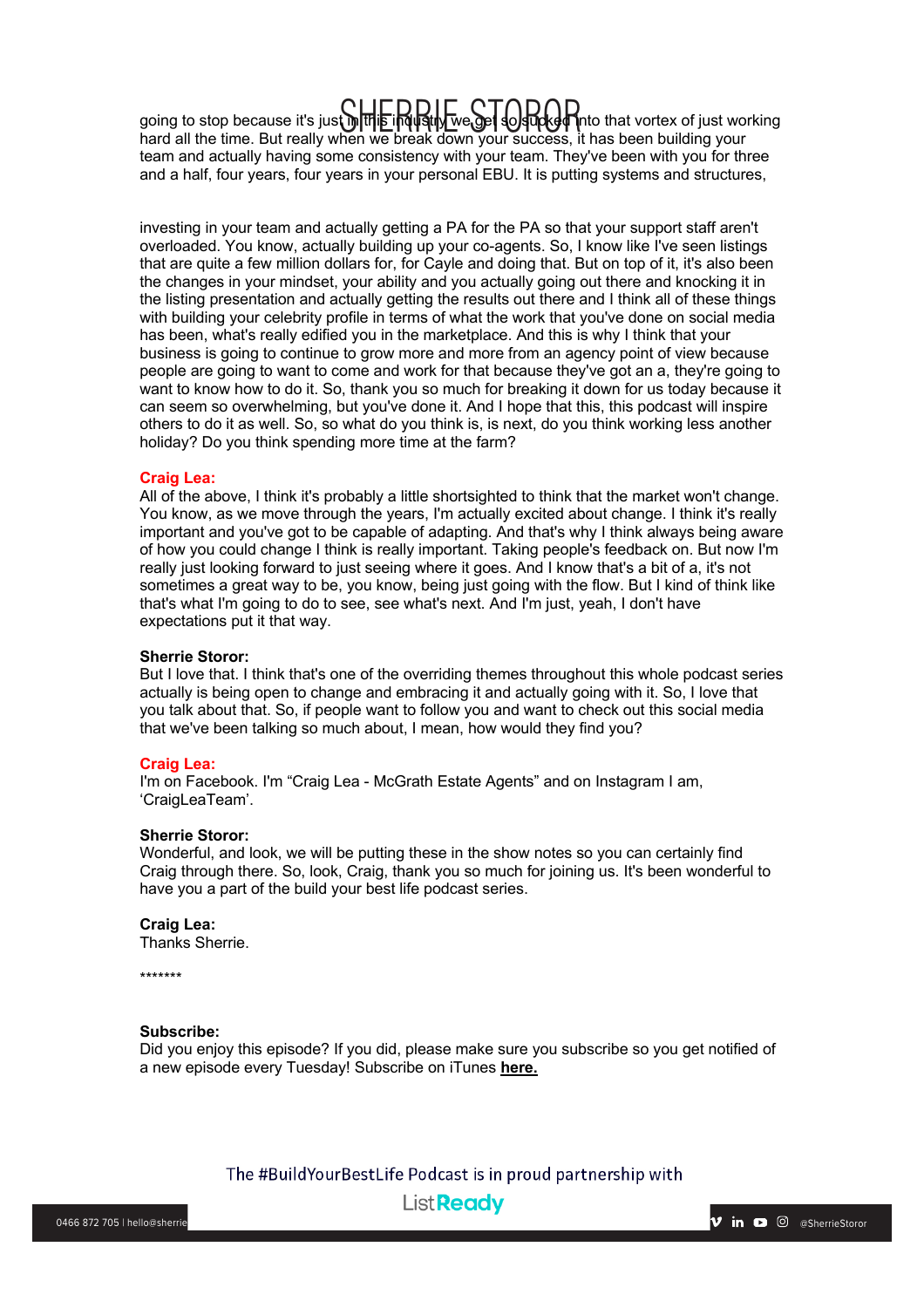going to stop because it's just in this industry we get so sucked into that vortex of just working hard all the time. But really when we break down your success, it has been building your team and actually having some consistency with your team. They've been with you for three and a half, four years, four years in your personal EBU. It is putting systems and structures,

investing in your team and actually getting a PA for the PA so that your support staff aren't overloaded. You know, actually building up your co-agents. So, I know like I've seen listings that are quite a few million dollars for, for Cayle and doing that. But on top of it, it's also been the changes in your mindset, your ability and you actually going out there and knocking it in the listing presentation and actually getting the results out there and I think all of these things with building your celebrity profile in terms of what the work that you've done on social media has been, what's really edified you in the marketplace. And this is why I think that your business is going to continue to grow more and more from an agency point of view because people are going to want to come and work for that because they've got an a, they're going to want to know how to do it. So, thank you so much for breaking it down for us today because it can seem so overwhelming, but you've done it. And I hope that this, this podcast will inspire others to do it as well. So, so what do you think is, is next, do you think working less another holiday? Do you think spending more time at the farm?

**Craig Lea:**
All of the above, I think it's probably a little shortsighted to think that the market won't change. You know, as we move through the years, I'm actually excited about change. I think it's really important and you've got to be capable of adapting. And that's why I think always being aware of how you could change I think is really important. Taking people's feedback on. But now I'm really just looking forward to just seeing where it goes. And I know that's a bit of a, it's not sometimes a great way to be, you know, being just going with the flow. But I kind of think like that's what I'm going to do to see, see what's next. And I'm just, yeah, I don't have expectations put it that way.

**Sherrie Storor:**
But I love that. I think that's one of the overriding themes throughout this whole podcast series actually is being open to change and embracing it and actually going with it. So, I love that you talk about that. So, if people want to follow you and want to check out this social media that we've been talking so much about, I mean, how would they find you?

**Craig Lea:**
I'm on Facebook. I'm "Craig Lea - McGrath Estate Agents" and on Instagram I am, 'CraigLeaTeam'.

**Sherrie Storor:**
Wonderful, and look, we will be putting these in the show notes so you can certainly find Craig through there. So, look, Craig, thank you so much for joining us. It's been wonderful to have you a part of the build your best life podcast series.

**Craig Lea:**
Thanks Sherrie.

*******

**Subscribe:**
Did you enjoy this episode? If you did, please make sure you subscribe so you get notified of a new episode every Tuesday! Subscribe on iTunes **here.**